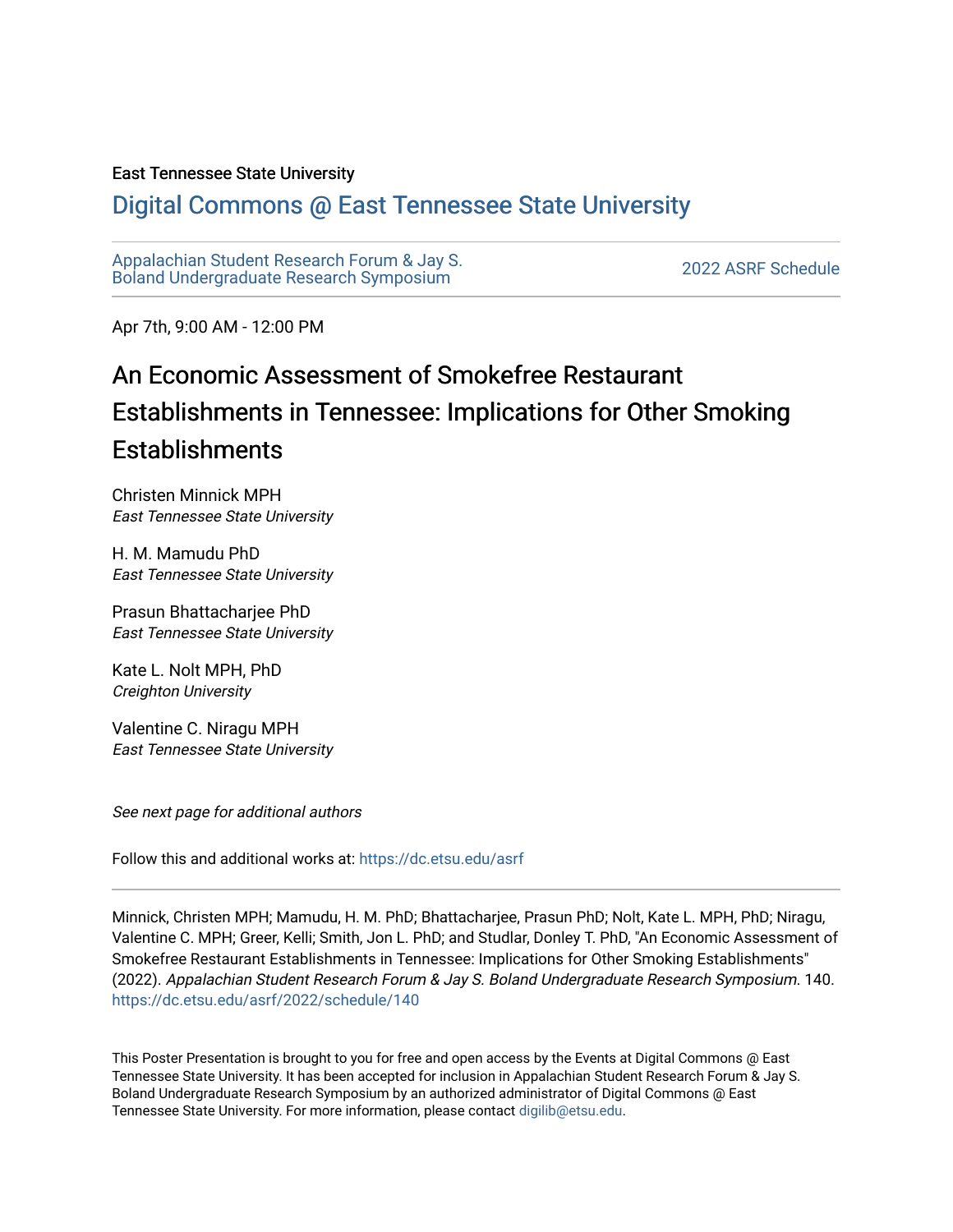East Tennessee State University

# Digital Commons @ East Tennessee State University

Appalachian Student Research Forum & Jay S. Boland Undergraduate Research Symposium

2022 ASRF Schedule

Apr 7th, 9:00 AM - 12:00 PM

## An Economic Assessment of Smokefree Restaurant Establishments in Tennessee: Implications for Other Smoking Establishments

Christen Minnick MPH
*East Tennessee State University*

H. M. Mamudu PhD
*East Tennessee State University*

Prasun Bhattacharjee PhD
*East Tennessee State University*

Kate L. Nolt MPH, PhD
*Creighton University*

Valentine C. Niragu MPH
*East Tennessee State University*

*See next page for additional authors*

Follow this and additional works at: https://dc.etsu.edu/asrf

Minnick, Christen MPH; Mamudu, H. M. PhD; Bhattacharjee, Prasun PhD; Nolt, Kate L. MPH, PhD; Niragu, Valentine C. MPH; Greer, Kelli; Smith, Jon L. PhD; and Studlar, Donley T. PhD, "An Economic Assessment of Smokefree Restaurant Establishments in Tennessee: Implications for Other Smoking Establishments" (2022). *Appalachian Student Research Forum & Jay S. Boland Undergraduate Research Symposium*. 140. https://dc.etsu.edu/asrf/2022/schedule/140

This Poster Presentation is brought to you for free and open access by the Events at Digital Commons @ East Tennessee State University. It has been accepted for inclusion in Appalachian Student Research Forum & Jay S. Boland Undergraduate Research Symposium by an authorized administrator of Digital Commons @ East Tennessee State University. For more information, please contact digilib@etsu.edu.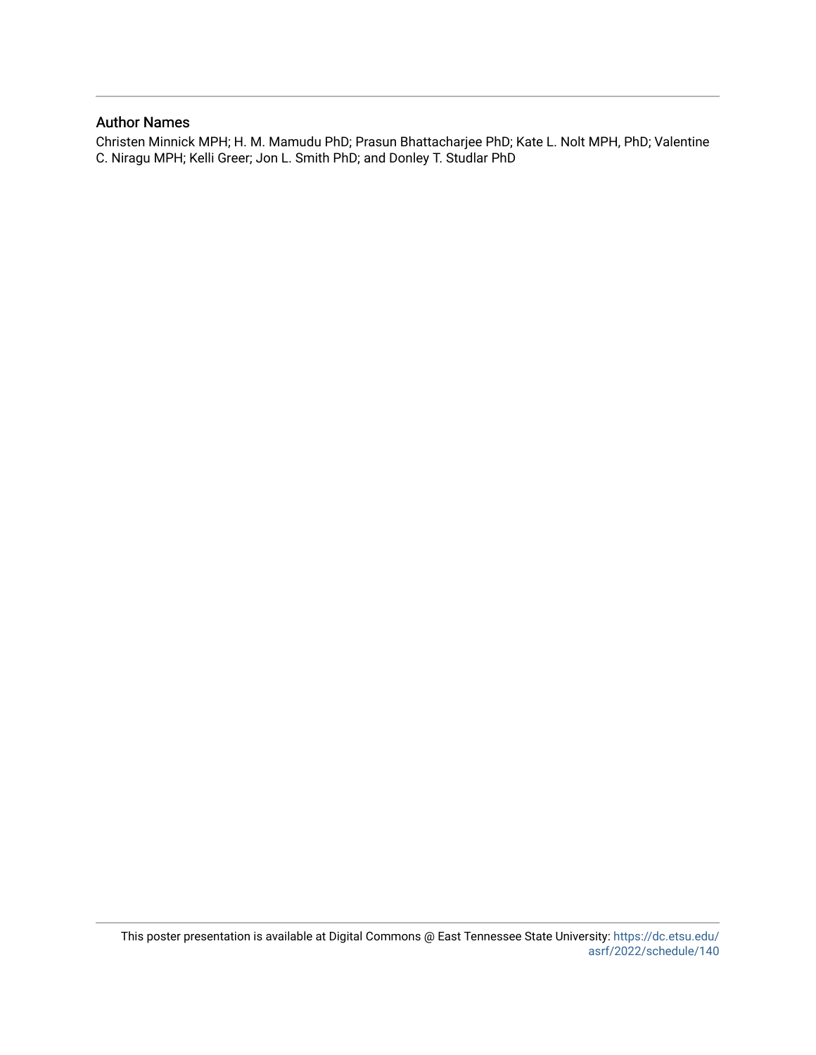## Author Names

Christen Minnick MPH; H. M. Mamudu PhD; Prasun Bhattacharjee PhD; Kate L. Nolt MPH, PhD; Valentine C. Niragu MPH; Kelli Greer; Jon L. Smith PhD; and Donley T. Studlar PhD

This poster presentation is available at Digital Commons @ East Tennessee State University: https://dc.etsu.edu/asrf/2022/schedule/140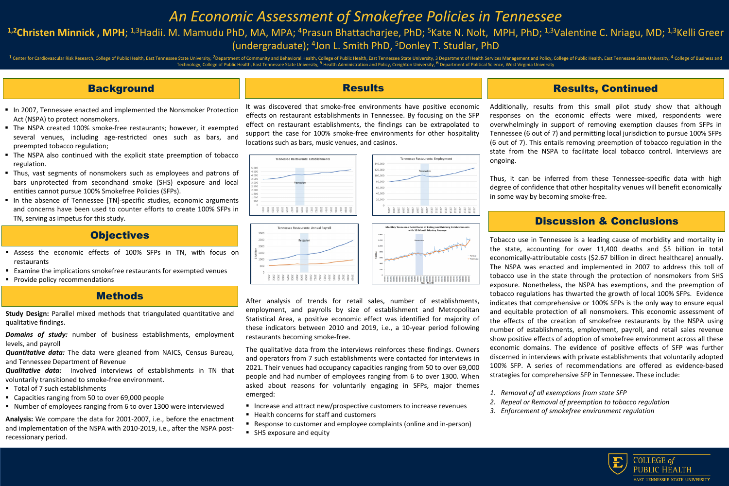# An Economic Assessment of Smokefree Policies in Tennessee

**[1,2]Christen Minnick , MPH**; [1,3]Hadii. M. Mamudu PhD, MA, MPA; [4]Prasun Bhattacharjee, PhD; [5]Kate N. Nolt, MPH, PhD; [1,3]Valentine C. Nriagu, MD; [1,3]Kelli Greer (undergraduate); [4]Jon L. Smith PhD, [5]Donley T. Studlar, PhD

[1] Center for Cardiovascular Risk Research, College of Public Health, East Tennessee State University, [2]Department of Community and Behavioral Health, College of Public Health, East Tennessee State University, 3 Department of Health Services Management and Policy, College of Public Health, East Tennessee State University, [4] College of Business and Technology, College of Public Health, East Tennessee State University, [5] Health Administration and Policy, Creighton University, [6] Department of Political Science, West Virginia University

## Background

- In 2007, Tennessee enacted and implemented the Nonsmoker Protection Act (NSPA) to protect nonsmokers.
- The NSPA created 100% smoke-free restaurants; however, it exempted several venues, including age-restricted ones such as bars, and preempted tobacco regulation;
- The NSPA also continued with the explicit state preemption of tobacco regulation.
- Thus, vast segments of nonsmokers such as employees and patrons of bars unprotected from secondhand smoke (SHS) exposure and local entities cannot pursue 100% Smokefree Policies (SFPs).
- In the absence of Tennessee [TN]-specific studies, economic arguments and concerns have been used to counter efforts to create 100% SFPs in TN, serving as impetus for this study.

## Objectives

- Assess the economic effects of 100% SFPs in TN, with focus on restaurants
- Examine the implications smokefree restaurants for exempted venues
- Provide policy recommendations

## Methods

**Study Design:** Parallel mixed methods that triangulated quantitative and qualitative findings.

***Domains of study:*** number of business establishments, employment levels, and payroll

***Quantitative data:*** The data were gleaned from NAICS, Census Bureau, and Tennessee Department of Revenue

***Qualitative data:*** Involved interviews of establishments in TN that voluntarily transitioned to smoke-free environment.

- Total of 7 such establishments
- Capacities ranging from 50 to over 69,000 people
- Number of employees ranging from 6 to over 1300 were interviewed

**Analysis:** We compare the data for 2001-2007, i.e., before the enactment and implementation of the NSPA with 2010-2019, i.e., after the NSPA post-recessionary period.

## Results

It was discovered that smoke-free environments have positive economic effects on restaurant establishments in Tennessee. By focusing on the SFP effect on restaurant establishments, the findings can be extrapolated to support the case for 100% smoke-free environments for other hospitality locations such as bars, music venues, and casinos.

Tennessee Restaurants: Establishments

Recession

Tennessee Restaurants: Employment

Recession

Tennessee Restaurants: Annual Payroll

Recession

Monthly Tennessee Retail Sales of Eating and Drinking Establishments with 12-Month Moving Average

Recession

After analysis of trends for retail sales, number of establishments, employment, and payrolls by size of establishment and Metropolitan Statistical Area, a positive economic effect was identified for majority of these indicators between 2010 and 2019, i.e., a 10-year period following restaurants becoming smoke-free.

The qualitative data from the interviews reinforces these findings. Owners and operators from 7 such establishments were contacted for interviews in 2021. Their venues had occupancy capacities ranging from 50 to over 69,000 people and had number of employees ranging from 6 to over 1300. When asked about reasons for voluntarily engaging in SFPs, major themes emerged:

- Increase and attract new/prospective customers to increase revenues
- Health concerns for staff and customers
- Response to customer and employee complaints (online and in-person)
- SHS exposure and equity

## Results, Continued

Additionally, results from this small pilot study show that although responses on the economic effects were mixed, respondents were overwhelmingly in support of removing exemption clauses from SFPs in Tennessee (6 out of 7) and permitting local jurisdiction to pursue 100% SFPs (6 out of 7). This entails removing preemption of tobacco regulation in the state from the NSPA to facilitate local tobacco control. Interviews are ongoing.

Thus, it can be inferred from these Tennessee-specific data with high degree of confidence that other hospitality venues will benefit economically in some way by becoming smoke-free.

## Discussion & Conclusions

Tobacco use in Tennessee is a leading cause of morbidity and mortality in the state, accounting for over 11,400 deaths and $5 billion in total economically-attributable costs ($2.67 billion in direct healthcare) annually. The NSPA was enacted and implemented in 2007 to address this toll of tobacco use in the state through the protection of nonsmokers from SHS exposure. Nonetheless, the NSPA has exemptions, and the preemption of tobacco regulations has thwarted the growth of local 100% SFPs. Evidence indicates that comprehensive or 100% SFPs is the only way to ensure equal and equitable protection of all nonsmokers. This economic assessment of the effects of the creation of smokefree restaurants by the NSPA using number of establishments, employment, payroll, and retail sales revenue show positive effects of adoption of smokefree environment across all these economic domains. The evidence of positive effects of SFP was further discerned in interviews with private establishments that voluntarily adopted 100% SFP. A series of recommendations are offered as evidence-based strategies for comprehensive SFP in Tennessee. These include:

1. *Removal of all exemptions from state SFP*
2. *Repeal or Removal of preemption to tobacco regulation*
3. *Enforcement of smokefree environment regulation*

COLLEGE *of* PUBLIC HEALTH
EAST TENNESSEE STATE UNIVERSITY